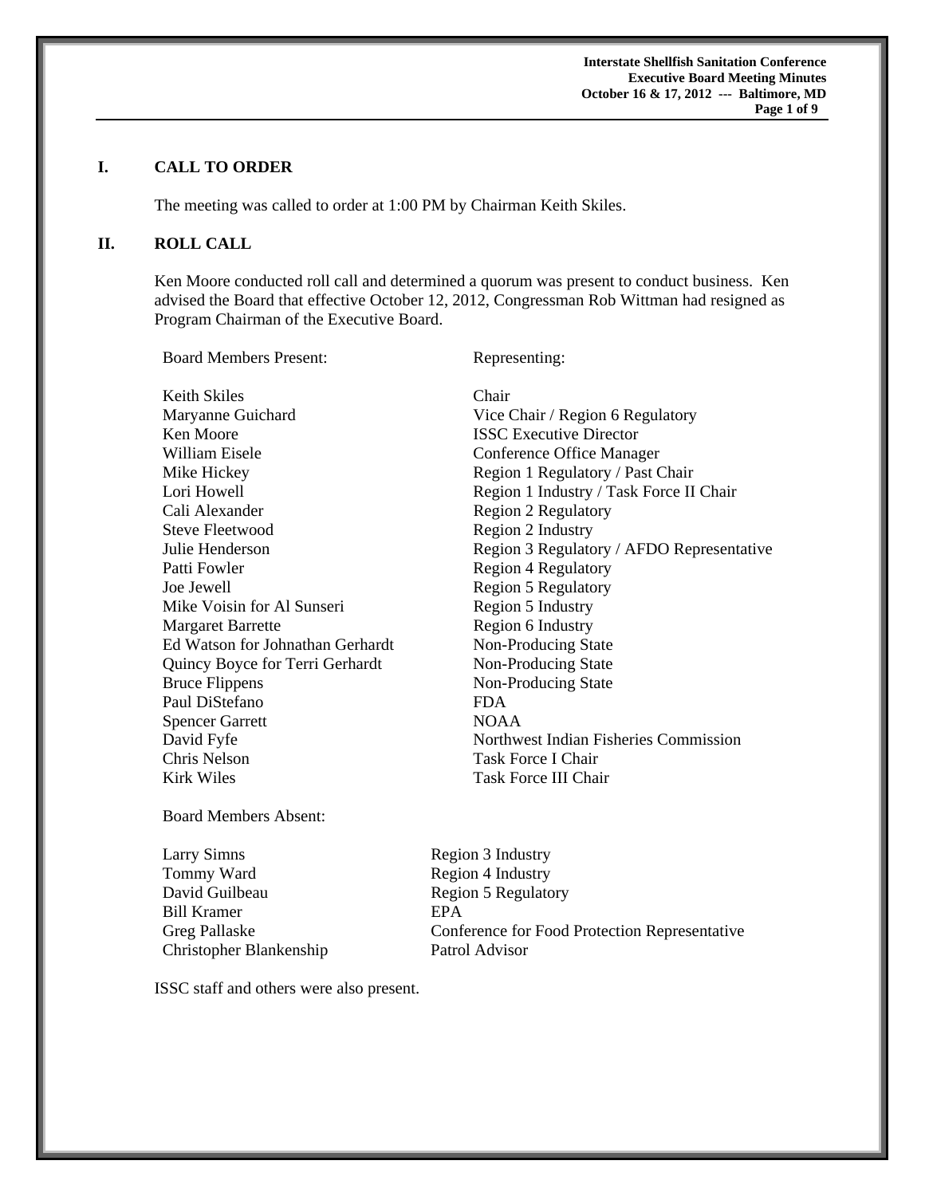## I. CALL TO ORDER

The meeting was called to order at 1:00 PM by Chairman Keith Skiles.

## II. ROLL CALL

Ken Moore conducted roll call and determined a quorum was present to conduct business. Ken advised the Board that effective October 12, 2012, Congressman Rob Wittman had resigned as Program Chairman of the Executive Board.

| Board Members Present: | Representing: |
|---|---|
| Keith Skiles | Chair |
| Maryanne Guichard | Vice Chair / Region 6 Regulatory |
| Ken Moore | ISSC Executive Director |
| William Eisele | Conference Office Manager |
| Mike Hickey | Region 1 Regulatory / Past Chair |
| Lori Howell | Region 1 Industry / Task Force II Chair |
| Cali Alexander | Region 2 Regulatory |
| Steve Fleetwood | Region 2 Industry |
| Julie Henderson | Region 3 Regulatory / AFDO Representative |
| Patti Fowler | Region 4 Regulatory |
| Joe Jewell | Region 5 Regulatory |
| Mike Voisin for Al Sunseri | Region 5 Industry |
| Margaret Barrette | Region 6 Industry |
| Ed Watson for Johnathan Gerhardt | Non-Producing State |
| Quincy Boyce for Terri Gerhardt | Non-Producing State |
| Bruce Flippens | Non-Producing State |
| Paul DiStefano | FDA |
| Spencer Garrett | NOAA |
| David Fyfe | Northwest Indian Fisheries Commission |
| Chris Nelson | Task Force I Chair |
| Kirk Wiles | Task Force III Chair |

Board Members Absent:

| | |
|---|---|
| Larry Simns | Region 3 Industry |
| Tommy Ward | Region 4 Industry |
| David Guilbeau | Region 5 Regulatory |
| Bill Kramer | EPA |
| Greg Pallaske | Conference for Food Protection Representative |
| Christopher Blankenship | Patrol Advisor |

ISSC staff and others were also present.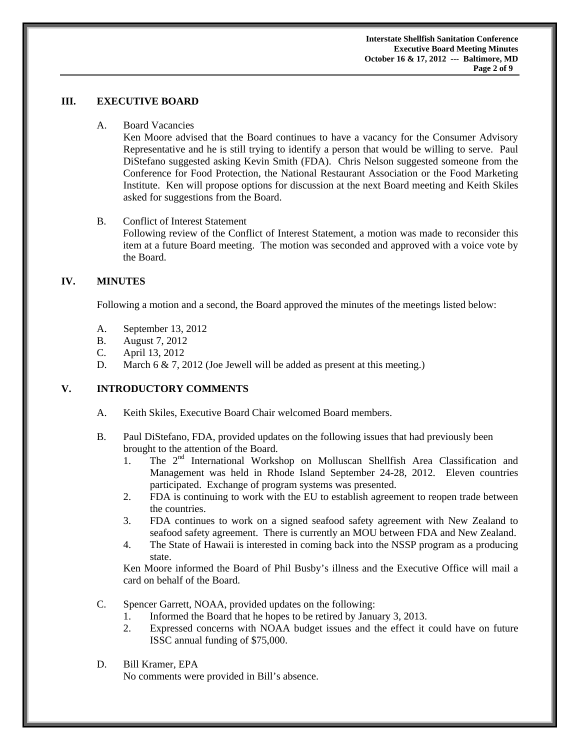## III. EXECUTIVE BOARD

A. Board Vacancies

Ken Moore advised that the Board continues to have a vacancy for the Consumer Advisory Representative and he is still trying to identify a person that would be willing to serve. Paul DiStefano suggested asking Kevin Smith (FDA). Chris Nelson suggested someone from the Conference for Food Protection, the National Restaurant Association or the Food Marketing Institute. Ken will propose options for discussion at the next Board meeting and Keith Skiles asked for suggestions from the Board.

B. Conflict of Interest Statement

Following review of the Conflict of Interest Statement, a motion was made to reconsider this item at a future Board meeting. The motion was seconded and approved with a voice vote by the Board.

## IV. MINUTES

Following a motion and a second, the Board approved the minutes of the meetings listed below:

A. September 13, 2012
B. August 7, 2012
C. April 13, 2012
D. March 6 & 7, 2012 (Joe Jewell will be added as present at this meeting.)

## V. INTRODUCTORY COMMENTS

A. Keith Skiles, Executive Board Chair welcomed Board members.

B. Paul DiStefano, FDA, provided updates on the following issues that had previously been brought to the attention of the Board.

1. The 2nd International Workshop on Molluscan Shellfish Area Classification and Management was held in Rhode Island September 24-28, 2012. Eleven countries participated. Exchange of program systems was presented.
2. FDA is continuing to work with the EU to establish agreement to reopen trade between the countries.
3. FDA continues to work on a signed seafood safety agreement with New Zealand to seafood safety agreement. There is currently an MOU between FDA and New Zealand.
4. The State of Hawaii is interested in coming back into the NSSP program as a producing state.

Ken Moore informed the Board of Phil Busby's illness and the Executive Office will mail a card on behalf of the Board.

C. Spencer Garrett, NOAA, provided updates on the following:

1. Informed the Board that he hopes to be retired by January 3, 2013.
2. Expressed concerns with NOAA budget issues and the effect it could have on future ISSC annual funding of $75,000.

D. Bill Kramer, EPA

No comments were provided in Bill's absence.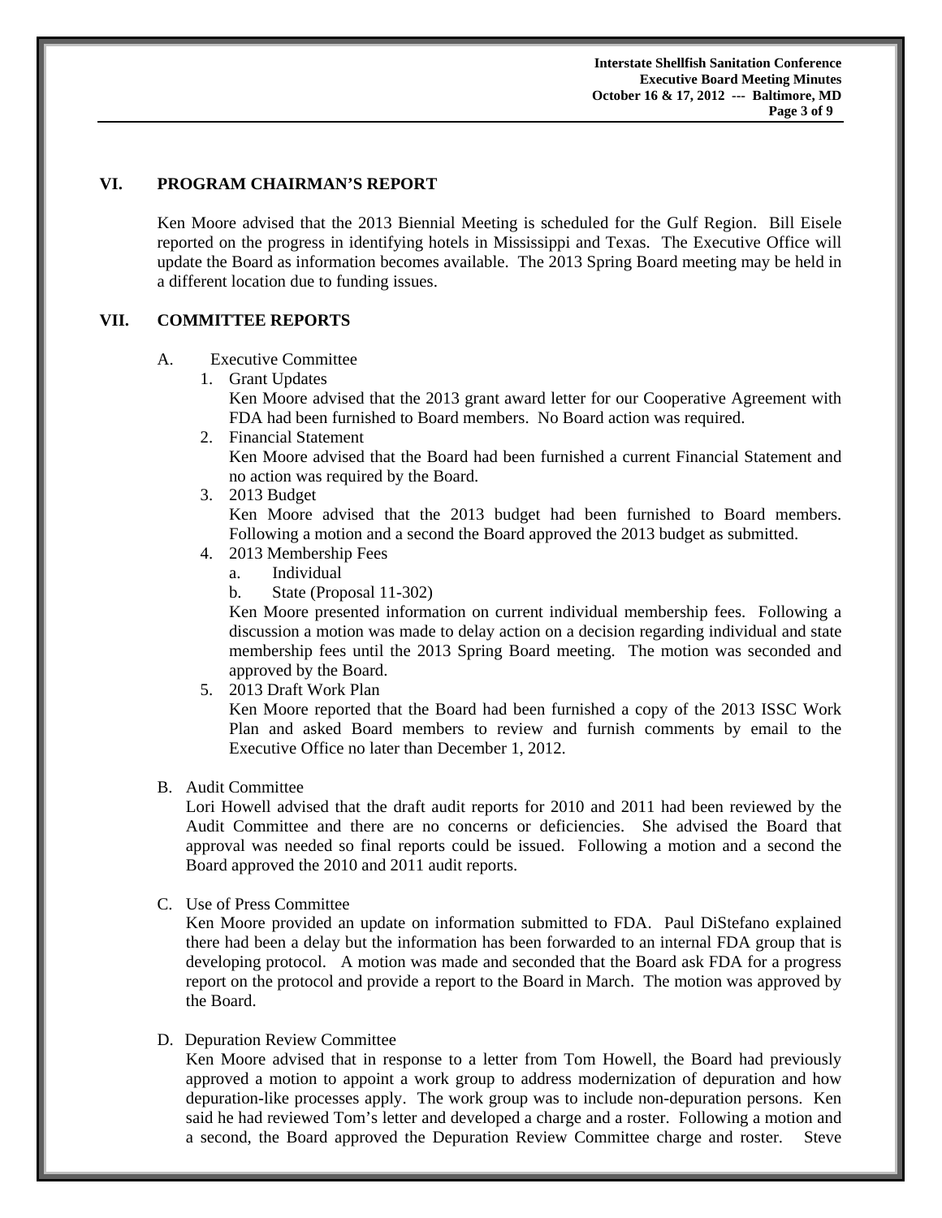## VI. PROGRAM CHAIRMAN'S REPORT

Ken Moore advised that the 2013 Biennial Meeting is scheduled for the Gulf Region. Bill Eisele reported on the progress in identifying hotels in Mississippi and Texas. The Executive Office will update the Board as information becomes available. The 2013 Spring Board meeting may be held in a different location due to funding issues.

## VII. COMMITTEE REPORTS

A. Executive Committee

1. Grant Updates
   Ken Moore advised that the 2013 grant award letter for our Cooperative Agreement with FDA had been furnished to Board members. No Board action was required.
2. Financial Statement
   Ken Moore advised that the Board had been furnished a current Financial Statement and no action was required by the Board.
3. 2013 Budget
   Ken Moore advised that the 2013 budget had been furnished to Board members. Following a motion and a second the Board approved the 2013 budget as submitted.
4. 2013 Membership Fees
   a. Individual
   b. State (Proposal 11-302)

   Ken Moore presented information on current individual membership fees. Following a discussion a motion was made to delay action on a decision regarding individual and state membership fees until the 2013 Spring Board meeting. The motion was seconded and approved by the Board.
5. 2013 Draft Work Plan
   Ken Moore reported that the Board had been furnished a copy of the 2013 ISSC Work Plan and asked Board members to review and furnish comments by email to the Executive Office no later than December 1, 2012.

B. Audit Committee

Lori Howell advised that the draft audit reports for 2010 and 2011 had been reviewed by the Audit Committee and there are no concerns or deficiencies. She advised the Board that approval was needed so final reports could be issued. Following a motion and a second the Board approved the 2010 and 2011 audit reports.

C. Use of Press Committee

Ken Moore provided an update on information submitted to FDA. Paul DiStefano explained there had been a delay but the information has been forwarded to an internal FDA group that is developing protocol. A motion was made and seconded that the Board ask FDA for a progress report on the protocol and provide a report to the Board in March. The motion was approved by the Board.

D. Depuration Review Committee

Ken Moore advised that in response to a letter from Tom Howell, the Board had previously approved a motion to appoint a work group to address modernization of depuration and how depuration-like processes apply. The work group was to include non-depuration persons. Ken said he had reviewed Tom's letter and developed a charge and a roster. Following a motion and a second, the Board approved the Depuration Review Committee charge and roster. Steve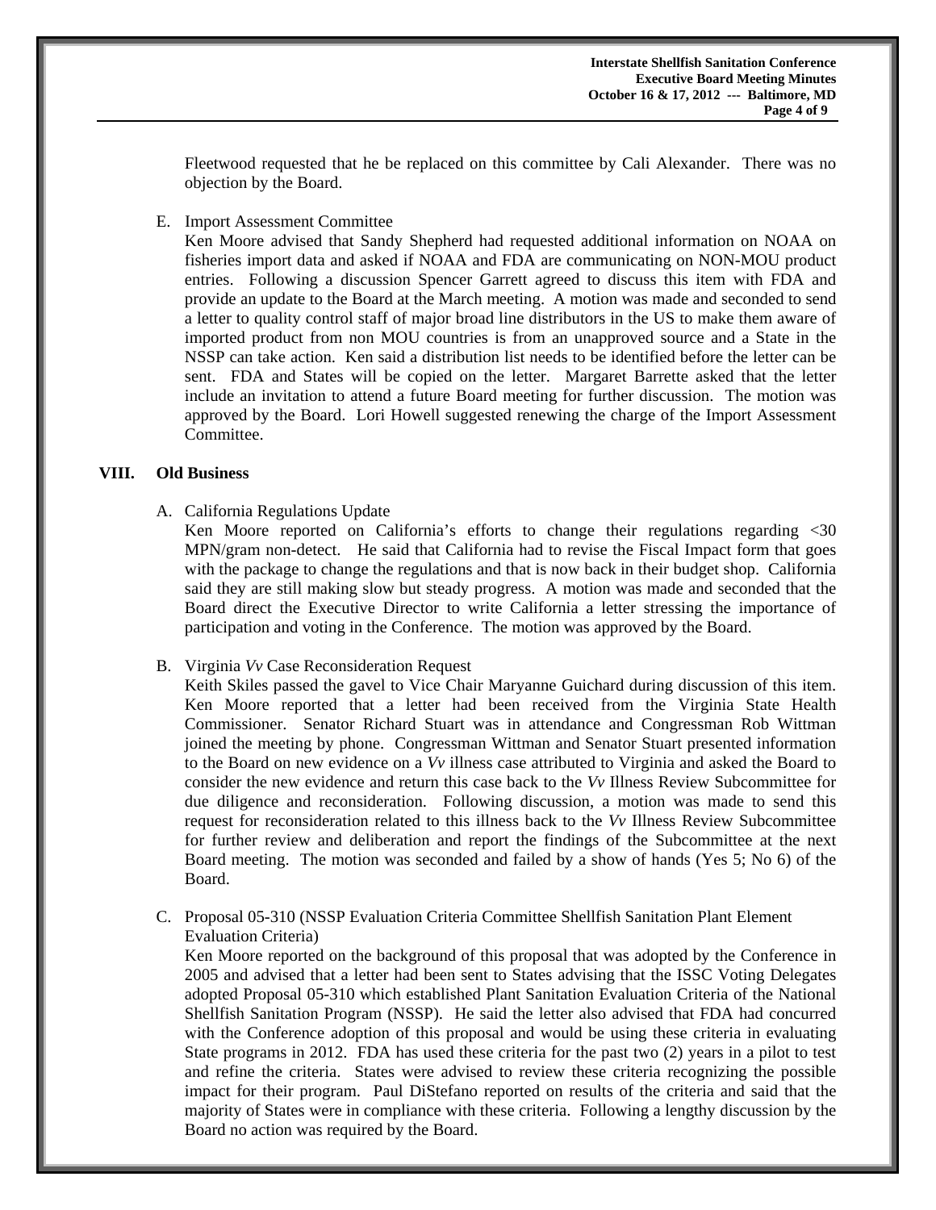Fleetwood requested that he be replaced on this committee by Cali Alexander. There was no objection by the Board.

E. Import Assessment Committee
   Ken Moore advised that Sandy Shepherd had requested additional information on NOAA on fisheries import data and asked if NOAA and FDA are communicating on NON-MOU product entries. Following a discussion Spencer Garrett agreed to discuss this item with FDA and provide an update to the Board at the March meeting. A motion was made and seconded to send a letter to quality control staff of major broad line distributors in the US to make them aware of imported product from non MOU countries is from an unapproved source and a State in the NSSP can take action. Ken said a distribution list needs to be identified before the letter can be sent. FDA and States will be copied on the letter. Margaret Barrette asked that the letter include an invitation to attend a future Board meeting for further discussion. The motion was approved by the Board. Lori Howell suggested renewing the charge of the Import Assessment Committee.

## VIII. Old Business

A. California Regulations Update
   Ken Moore reported on California's efforts to change their regulations regarding <30 MPN/gram non-detect. He said that California had to revise the Fiscal Impact form that goes with the package to change the regulations and that is now back in their budget shop. California said they are still making slow but steady progress. A motion was made and seconded that the Board direct the Executive Director to write California a letter stressing the importance of participation and voting in the Conference. The motion was approved by the Board.

B. Virginia *Vv* Case Reconsideration Request
   Keith Skiles passed the gavel to Vice Chair Maryanne Guichard during discussion of this item. Ken Moore reported that a letter had been received from the Virginia State Health Commissioner. Senator Richard Stuart was in attendance and Congressman Rob Wittman joined the meeting by phone. Congressman Wittman and Senator Stuart presented information to the Board on new evidence on a *Vv* illness case attributed to Virginia and asked the Board to consider the new evidence and return this case back to the *Vv* Illness Review Subcommittee for due diligence and reconsideration. Following discussion, a motion was made to send this request for reconsideration related to this illness back to the *Vv* Illness Review Subcommittee for further review and deliberation and report the findings of the Subcommittee at the next Board meeting. The motion was seconded and failed by a show of hands (Yes 5; No 6) of the Board.

C. Proposal 05-310 (NSSP Evaluation Criteria Committee Shellfish Sanitation Plant Element Evaluation Criteria)
   Ken Moore reported on the background of this proposal that was adopted by the Conference in 2005 and advised that a letter had been sent to States advising that the ISSC Voting Delegates adopted Proposal 05-310 which established Plant Sanitation Evaluation Criteria of the National Shellfish Sanitation Program (NSSP). He said the letter also advised that FDA had concurred with the Conference adoption of this proposal and would be using these criteria in evaluating State programs in 2012. FDA has used these criteria for the past two (2) years in a pilot to test and refine the criteria. States were advised to review these criteria recognizing the possible impact for their program. Paul DiStefano reported on results of the criteria and said that the majority of States were in compliance with these criteria. Following a lengthy discussion by the Board no action was required by the Board.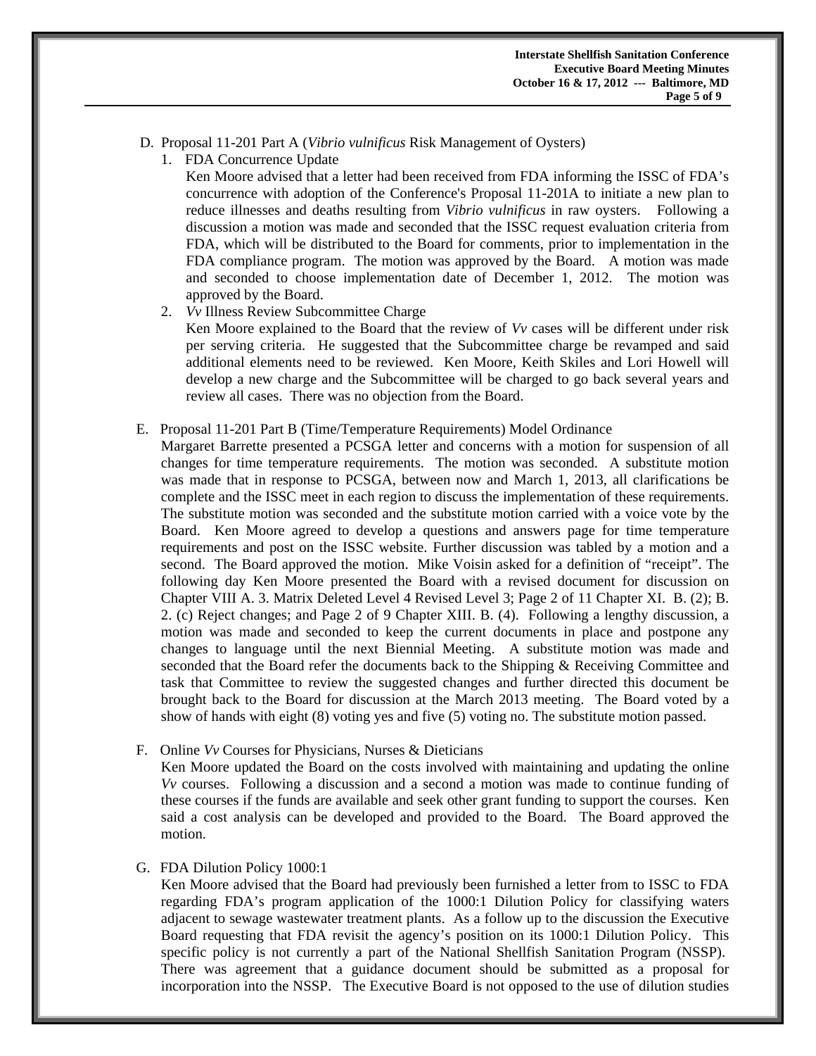D. Proposal 11-201 Part A (*Vibrio vulnificus* Risk Management of Oysters)

1. FDA Concurrence Update

   Ken Moore advised that a letter had been received from FDA informing the ISSC of FDA's concurrence with adoption of the Conference's Proposal 11-201A to initiate a new plan to reduce illnesses and deaths resulting from *Vibrio vulnificus* in raw oysters. Following a discussion a motion was made and seconded that the ISSC request evaluation criteria from FDA, which will be distributed to the Board for comments, prior to implementation in the FDA compliance program. The motion was approved by the Board. A motion was made and seconded to choose implementation date of December 1, 2012. The motion was approved by the Board.

2. *Vv* Illness Review Subcommittee Charge

   Ken Moore explained to the Board that the review of *Vv* cases will be different under risk per serving criteria. He suggested that the Subcommittee charge be revamped and said additional elements need to be reviewed. Ken Moore, Keith Skiles and Lori Howell will develop a new charge and the Subcommittee will be charged to go back several years and review all cases. There was no objection from the Board.

E. Proposal 11-201 Part B (Time/Temperature Requirements) Model Ordinance

Margaret Barrette presented a PCSGA letter and concerns with a motion for suspension of all changes for time temperature requirements. The motion was seconded. A substitute motion was made that in response to PCSGA, between now and March 1, 2013, all clarifications be complete and the ISSC meet in each region to discuss the implementation of these requirements. The substitute motion was seconded and the substitute motion carried with a voice vote by the Board. Ken Moore agreed to develop a questions and answers page for time temperature requirements and post on the ISSC website. Further discussion was tabled by a motion and a second. The Board approved the motion. Mike Voisin asked for a definition of "receipt". The following day Ken Moore presented the Board with a revised document for discussion on Chapter VIII A. 3. Matrix Deleted Level 4 Revised Level 3; Page 2 of 11 Chapter XI. B. (2); B. 2. (c) Reject changes; and Page 2 of 9 Chapter XIII. B. (4). Following a lengthy discussion, a motion was made and seconded to keep the current documents in place and postpone any changes to language until the next Biennial Meeting. A substitute motion was made and seconded that the Board refer the documents back to the Shipping & Receiving Committee and task that Committee to review the suggested changes and further directed this document be brought back to the Board for discussion at the March 2013 meeting. The Board voted by a show of hands with eight (8) voting yes and five (5) voting no. The substitute motion passed.

F. Online *Vv* Courses for Physicians, Nurses & Dieticians

Ken Moore updated the Board on the costs involved with maintaining and updating the online *Vv* courses. Following a discussion and a second a motion was made to continue funding of these courses if the funds are available and seek other grant funding to support the courses. Ken said a cost analysis can be developed and provided to the Board. The Board approved the motion.

G. FDA Dilution Policy 1000:1

Ken Moore advised that the Board had previously been furnished a letter from to ISSC to FDA regarding FDA's program application of the 1000:1 Dilution Policy for classifying waters adjacent to sewage wastewater treatment plants. As a follow up to the discussion the Executive Board requesting that FDA revisit the agency's position on its 1000:1 Dilution Policy. This specific policy is not currently a part of the National Shellfish Sanitation Program (NSSP). There was agreement that a guidance document should be submitted as a proposal for incorporation into the NSSP. The Executive Board is not opposed to the use of dilution studies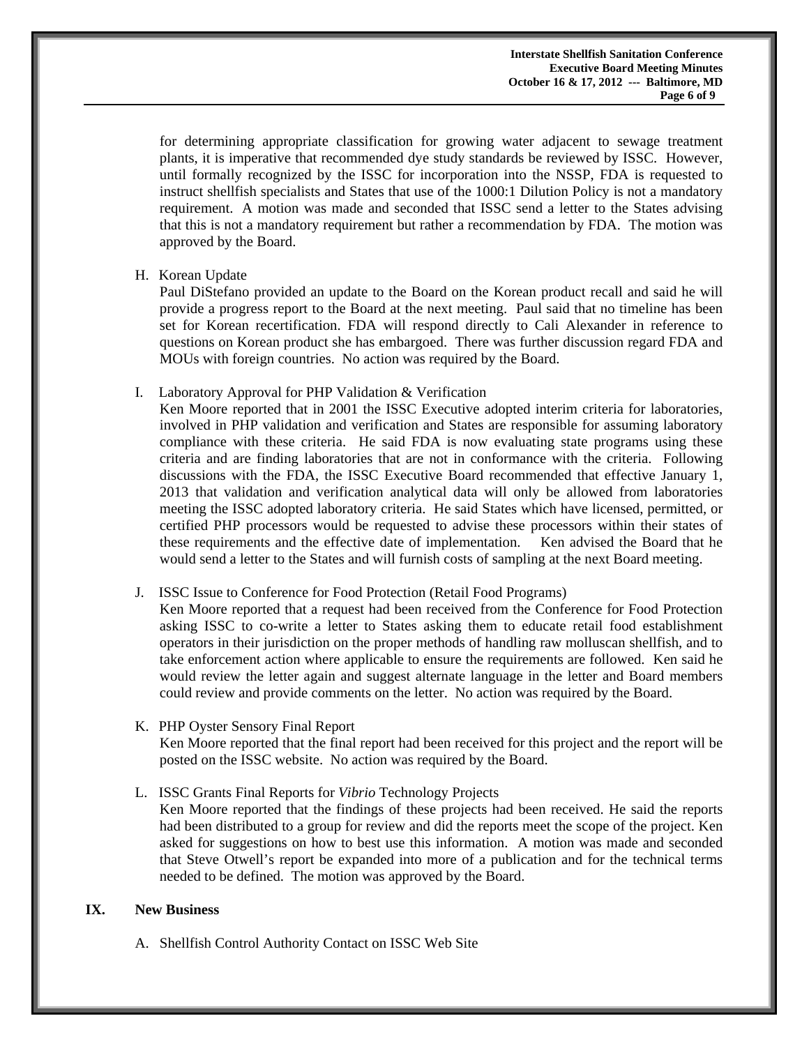for determining appropriate classification for growing water adjacent to sewage treatment plants, it is imperative that recommended dye study standards be reviewed by ISSC. However, until formally recognized by the ISSC for incorporation into the NSSP, FDA is requested to instruct shellfish specialists and States that use of the 1000:1 Dilution Policy is not a mandatory requirement. A motion was made and seconded that ISSC send a letter to the States advising that this is not a mandatory requirement but rather a recommendation by FDA. The motion was approved by the Board.

H. Korean Update
Paul DiStefano provided an update to the Board on the Korean product recall and said he will provide a progress report to the Board at the next meeting. Paul said that no timeline has been set for Korean recertification. FDA will respond directly to Cali Alexander in reference to questions on Korean product she has embargoed. There was further discussion regard FDA and MOUs with foreign countries. No action was required by the Board.

I. Laboratory Approval for PHP Validation & Verification
Ken Moore reported that in 2001 the ISSC Executive adopted interim criteria for laboratories, involved in PHP validation and verification and States are responsible for assuming laboratory compliance with these criteria. He said FDA is now evaluating state programs using these criteria and are finding laboratories that are not in conformance with the criteria. Following discussions with the FDA, the ISSC Executive Board recommended that effective January 1, 2013 that validation and verification analytical data will only be allowed from laboratories meeting the ISSC adopted laboratory criteria. He said States which have licensed, permitted, or certified PHP processors would be requested to advise these processors within their states of these requirements and the effective date of implementation. Ken advised the Board that he would send a letter to the States and will furnish costs of sampling at the next Board meeting.

J. ISSC Issue to Conference for Food Protection (Retail Food Programs)
Ken Moore reported that a request had been received from the Conference for Food Protection asking ISSC to co-write a letter to States asking them to educate retail food establishment operators in their jurisdiction on the proper methods of handling raw molluscan shellfish, and to take enforcement action where applicable to ensure the requirements are followed. Ken said he would review the letter again and suggest alternate language in the letter and Board members could review and provide comments on the letter. No action was required by the Board.

K. PHP Oyster Sensory Final Report
Ken Moore reported that the final report had been received for this project and the report will be posted on the ISSC website. No action was required by the Board.

L. ISSC Grants Final Reports for *Vibrio* Technology Projects
Ken Moore reported that the findings of these projects had been received. He said the reports had been distributed to a group for review and did the reports meet the scope of the project. Ken asked for suggestions on how to best use this information. A motion was made and seconded that Steve Otwell's report be expanded into more of a publication and for the technical terms needed to be defined. The motion was approved by the Board.

## IX. New Business

A. Shellfish Control Authority Contact on ISSC Web Site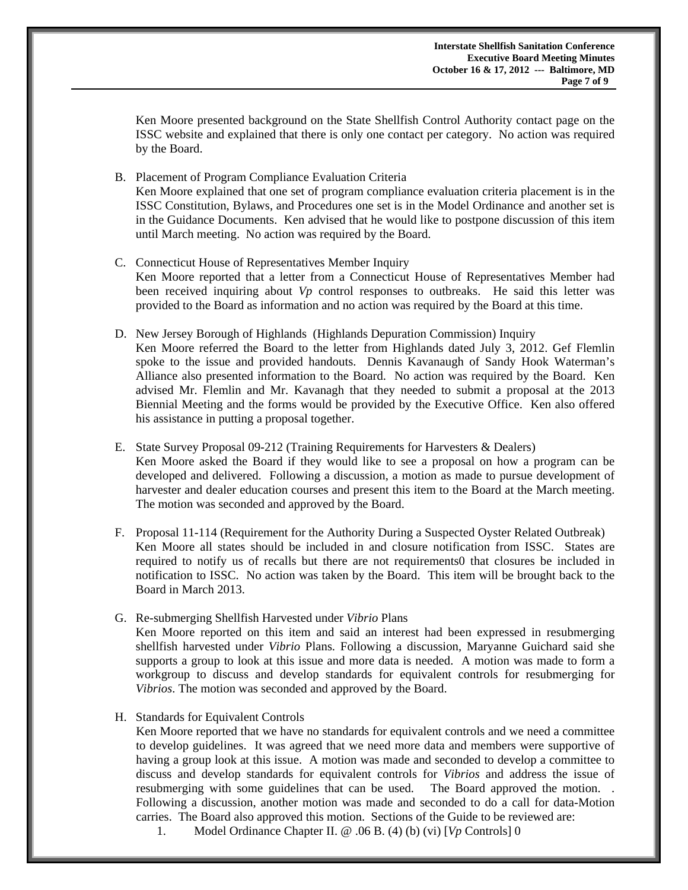Ken Moore presented background on the State Shellfish Control Authority contact page on the ISSC website and explained that there is only one contact per category. No action was required by the Board.

B. Placement of Program Compliance Evaluation Criteria
   Ken Moore explained that one set of program compliance evaluation criteria placement is in the ISSC Constitution, Bylaws, and Procedures one set is in the Model Ordinance and another set is in the Guidance Documents. Ken advised that he would like to postpone discussion of this item until March meeting. No action was required by the Board.

C. Connecticut House of Representatives Member Inquiry
   Ken Moore reported that a letter from a Connecticut House of Representatives Member had been received inquiring about *Vp* control responses to outbreaks. He said this letter was provided to the Board as information and no action was required by the Board at this time.

D. New Jersey Borough of Highlands (Highlands Depuration Commission) Inquiry
   Ken Moore referred the Board to the letter from Highlands dated July 3, 2012. Gef Flemlin spoke to the issue and provided handouts. Dennis Kavanaugh of Sandy Hook Waterman's Alliance also presented information to the Board. No action was required by the Board. Ken advised Mr. Flemlin and Mr. Kavanagh that they needed to submit a proposal at the 2013 Biennial Meeting and the forms would be provided by the Executive Office. Ken also offered his assistance in putting a proposal together.

E. State Survey Proposal 09-212 (Training Requirements for Harvesters & Dealers)
   Ken Moore asked the Board if they would like to see a proposal on how a program can be developed and delivered. Following a discussion, a motion as made to pursue development of harvester and dealer education courses and present this item to the Board at the March meeting. The motion was seconded and approved by the Board.

F. Proposal 11-114 (Requirement for the Authority During a Suspected Oyster Related Outbreak)
   Ken Moore all states should be included in and closure notification from ISSC. States are required to notify us of recalls but there are not requirements0 that closures be included in notification to ISSC. No action was taken by the Board. This item will be brought back to the Board in March 2013.

G. Re-submerging Shellfish Harvested under *Vibrio* Plans
   Ken Moore reported on this item and said an interest had been expressed in resubmerging shellfish harvested under *Vibrio* Plans. Following a discussion, Maryanne Guichard said she supports a group to look at this issue and more data is needed. A motion was made to form a workgroup to discuss and develop standards for equivalent controls for resubmerging for *Vibrios*. The motion was seconded and approved by the Board.

H. Standards for Equivalent Controls
   Ken Moore reported that we have no standards for equivalent controls and we need a committee to develop guidelines. It was agreed that we need more data and members were supportive of having a group look at this issue. A motion was made and seconded to develop a committee to discuss and develop standards for equivalent controls for *Vibrios* and address the issue of resubmerging with some guidelines that can be used. The Board approved the motion. . Following a discussion, another motion was made and seconded to do a call for data-Motion carries. The Board also approved this motion. Sections of the Guide to be reviewed are:

   1. Model Ordinance Chapter II. @ .06 B. (4) (b) (vi) [*Vp* Controls] 0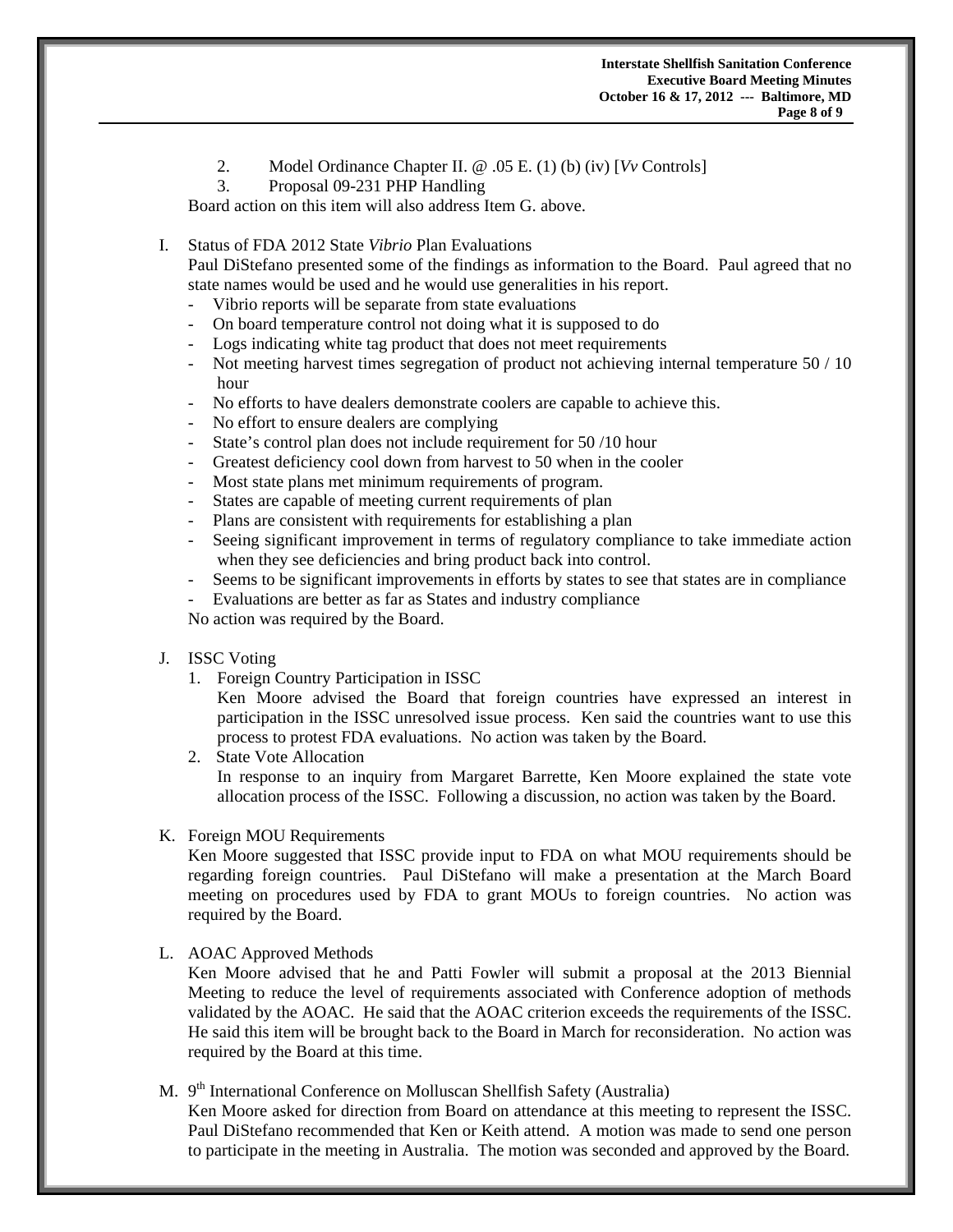2. Model Ordinance Chapter II. @ .05 E. (1) (b) (iv) [*Vv* Controls]
3. Proposal 09-231 PHP Handling

Board action on this item will also address Item G. above.

I. Status of FDA 2012 State *Vibrio* Plan Evaluations

Paul DiStefano presented some of the findings as information to the Board. Paul agreed that no state names would be used and he would use generalities in his report.

- Vibrio reports will be separate from state evaluations
- On board temperature control not doing what it is supposed to do
- Logs indicating white tag product that does not meet requirements
- Not meeting harvest times segregation of product not achieving internal temperature 50 / 10 hour
- No efforts to have dealers demonstrate coolers are capable to achieve this.
- No effort to ensure dealers are complying
- State's control plan does not include requirement for 50 /10 hour
- Greatest deficiency cool down from harvest to 50 when in the cooler
- Most state plans met minimum requirements of program.
- States are capable of meeting current requirements of plan
- Plans are consistent with requirements for establishing a plan
- Seeing significant improvement in terms of regulatory compliance to take immediate action when they see deficiencies and bring product back into control.
- Seems to be significant improvements in efforts by states to see that states are in compliance
- Evaluations are better as far as States and industry compliance

No action was required by the Board.

J. ISSC Voting

1. Foreign Country Participation in ISSC

   Ken Moore advised the Board that foreign countries have expressed an interest in participation in the ISSC unresolved issue process. Ken said the countries want to use this process to protest FDA evaluations. No action was taken by the Board.

2. State Vote Allocation

   In response to an inquiry from Margaret Barrette, Ken Moore explained the state vote allocation process of the ISSC. Following a discussion, no action was taken by the Board.

K. Foreign MOU Requirements

Ken Moore suggested that ISSC provide input to FDA on what MOU requirements should be regarding foreign countries. Paul DiStefano will make a presentation at the March Board meeting on procedures used by FDA to grant MOUs to foreign countries. No action was required by the Board.

L. AOAC Approved Methods

Ken Moore advised that he and Patti Fowler will submit a proposal at the 2013 Biennial Meeting to reduce the level of requirements associated with Conference adoption of methods validated by the AOAC. He said that the AOAC criterion exceeds the requirements of the ISSC. He said this item will be brought back to the Board in March for reconsideration. No action was required by the Board at this time.

M. 9th International Conference on Molluscan Shellfish Safety (Australia)

Ken Moore asked for direction from Board on attendance at this meeting to represent the ISSC. Paul DiStefano recommended that Ken or Keith attend. A motion was made to send one person to participate in the meeting in Australia. The motion was seconded and approved by the Board.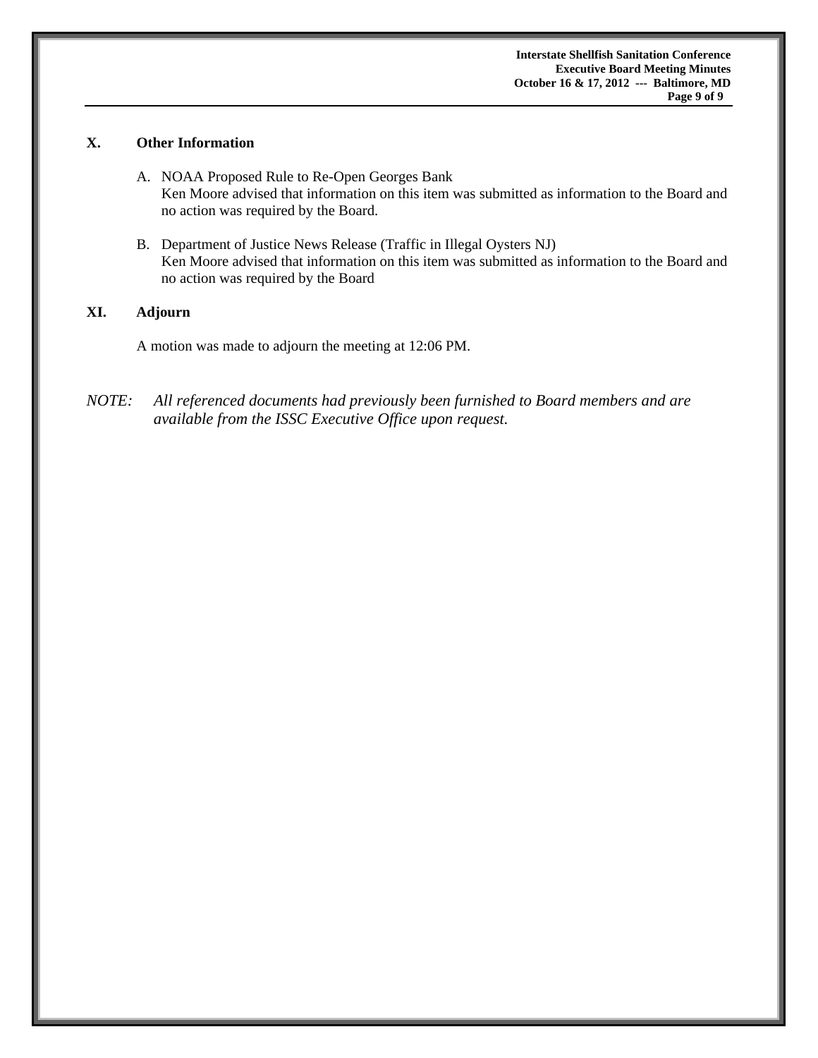## X. Other Information

A. NOAA Proposed Rule to Re-Open Georges Bank
   Ken Moore advised that information on this item was submitted as information to the Board and no action was required by the Board.

B. Department of Justice News Release (Traffic in Illegal Oysters NJ)
   Ken Moore advised that information on this item was submitted as information to the Board and no action was required by the Board

## XI. Adjourn

A motion was made to adjourn the meeting at 12:06 PM.

*NOTE: All referenced documents had previously been furnished to Board members and are available from the ISSC Executive Office upon request.*